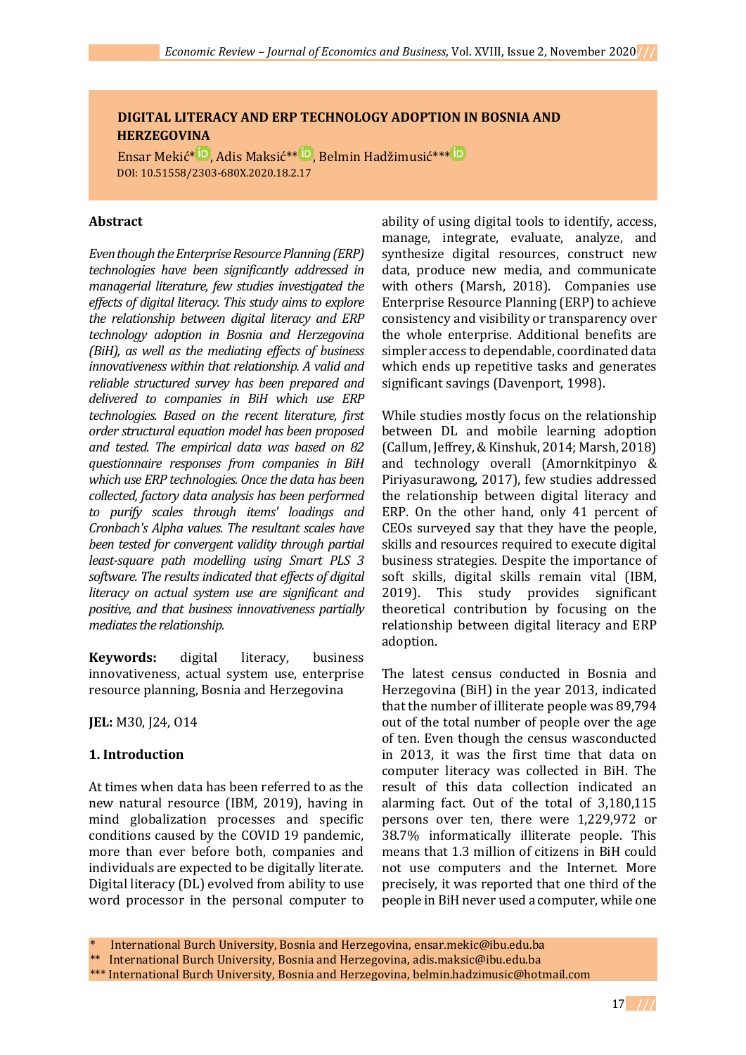# DIGITAL LITERACY AND ERP TECHNOLOGY ADOPTION IN BOSNIA AND HERZEGOVINA

Ensar Mekić*, Adis Maksić**, Belmin Hadžimusić***

DOI: 10.51558/2303-680X.2020.18.2.17

## Abstract

*Even though the Enterprise Resource Planning (ERP) technologies have been significantly addressed in managerial literature, few studies investigated the effects of digital literacy. This study aims to explore the relationship between digital literacy and ERP technology adoption in Bosnia and Herzegovina (BiH), as well as the mediating effects of business innovativeness within that relationship. A valid and reliable structured survey has been prepared and delivered to companies in BiH which use ERP technologies. Based on the recent literature, first order structural equation model has been proposed and tested. The empirical data was based on 82 questionnaire responses from companies in BiH which use ERP technologies. Once the data has been collected, factory data analysis has been performed to purify scales through items' loadings and Cronbach's Alpha values. The resultant scales have been tested for convergent validity through partial least-square path modelling using Smart PLS 3 software. The results indicated that effects of digital literacy on actual system use are significant and positive, and that business innovativeness partially mediates the relationship.*

**Keywords:** digital literacy, business innovativeness, actual system use, enterprise resource planning, Bosnia and Herzegovina

**JEL:** M30, J24, O14

## 1. Introduction

At times when data has been referred to as the new natural resource (IBM, 2019), having in mind globalization processes and specific conditions caused by the COVID 19 pandemic, more than ever before both, companies and individuals are expected to be digitally literate. Digital literacy (DL) evolved from ability to use word processor in the personal computer to ability of using digital tools to identify, access, manage, integrate, evaluate, analyze, and synthesize digital resources, construct new data, produce new media, and communicate with others (Marsh, 2018). Companies use Enterprise Resource Planning (ERP) to achieve consistency and visibility or transparency over the whole enterprise. Additional benefits are simpler access to dependable, coordinated data which ends up repetitive tasks and generates significant savings (Davenport, 1998).

While studies mostly focus on the relationship between DL and mobile learning adoption (Callum, Jeffrey, & Kinshuk, 2014; Marsh, 2018) and technology overall (Amornkitpinyo & Piriyasurawong, 2017), few studies addressed the relationship between digital literacy and ERP. On the other hand, only 41 percent of CEOs surveyed say that they have the people, skills and resources required to execute digital business strategies. Despite the importance of soft skills, digital skills remain vital (IBM, 2019). This study provides significant theoretical contribution by focusing on the relationship between digital literacy and ERP adoption.

The latest census conducted in Bosnia and Herzegovina (BiH) in the year 2013, indicated that the number of illiterate people was 89,794 out of the total number of people over the age of ten. Even though the census wasconducted in 2013, it was the first time that data on computer literacy was collected in BiH. The result of this data collection indicated an alarming fact. Out of the total of 3,180,115 persons over ten, there were 1,229,972 or 38.7% informatically illiterate people. This means that 1.3 million of citizens in BiH could not use computers and the Internet. More precisely, it was reported that one third of the people in BiH never used a computer, while one

---

\* International Burch University, Bosnia and Herzegovina, ensar.mekic@ibu.edu.ba

\** International Burch University, Bosnia and Herzegovina, adis.maksic@ibu.edu.ba

\*** International Burch University, Bosnia and Herzegovina, belmin.hadzimusic@hotmail.com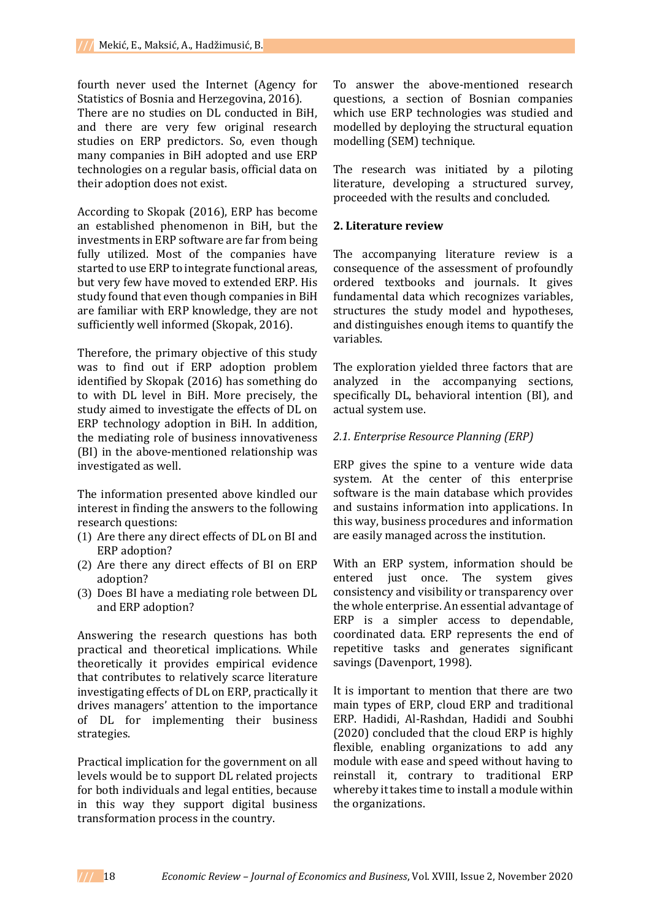fourth never used the Internet (Agency for Statistics of Bosnia and Herzegovina, 2016). There are no studies on DL conducted in BiH, and there are very few original research studies on ERP predictors. So, even though many companies in BiH adopted and use ERP technologies on a regular basis, official data on their adoption does not exist.

According to Skopak (2016), ERP has become an established phenomenon in BiH, but the investments in ERP software are far from being fully utilized. Most of the companies have started to use ERP to integrate functional areas, but very few have moved to extended ERP. His study found that even though companies in BiH are familiar with ERP knowledge, they are not sufficiently well informed (Skopak, 2016).

Therefore, the primary objective of this study was to find out if ERP adoption problem identified by Skopak (2016) has something do to with DL level in BiH. More precisely, the study aimed to investigate the effects of DL on ERP technology adoption in BiH. In addition, the mediating role of business innovativeness (BI) in the above-mentioned relationship was investigated as well.

The information presented above kindled our interest in finding the answers to the following research questions:

(1) Are there any direct effects of DL on BI and ERP adoption?
(2) Are there any direct effects of BI on ERP adoption?
(3) Does BI have a mediating role between DL and ERP adoption?

Answering the research questions has both practical and theoretical implications. While theoretically it provides empirical evidence that contributes to relatively scarce literature investigating effects of DL on ERP, practically it drives managers' attention to the importance of DL for implementing their business strategies.

Practical implication for the government on all levels would be to support DL related projects for both individuals and legal entities, because in this way they support digital business transformation process in the country.

To answer the above-mentioned research questions, a section of Bosnian companies which use ERP technologies was studied and modelled by deploying the structural equation modelling (SEM) technique.

The research was initiated by a piloting literature, developing a structured survey, proceeded with the results and concluded.

## 2. Literature review

The accompanying literature review is a consequence of the assessment of profoundly ordered textbooks and journals. It gives fundamental data which recognizes variables, structures the study model and hypotheses, and distinguishes enough items to quantify the variables.

The exploration yielded three factors that are analyzed in the accompanying sections, specifically DL, behavioral intention (BI), and actual system use.

### *2.1. Enterprise Resource Planning (ERP)*

ERP gives the spine to a venture wide data system. At the center of this enterprise software is the main database which provides and sustains information into applications. In this way, business procedures and information are easily managed across the institution.

With an ERP system, information should be entered just once. The system gives consistency and visibility or transparency over the whole enterprise. An essential advantage of ERP is a simpler access to dependable, coordinated data. ERP represents the end of repetitive tasks and generates significant savings (Davenport, 1998).

It is important to mention that there are two main types of ERP, cloud ERP and traditional ERP. Hadidi, Al-Rashdan, Hadidi and Soubhi (2020) concluded that the cloud ERP is highly flexible, enabling organizations to add any module with ease and speed without having to reinstall it, contrary to traditional ERP whereby it takes time to install a module within the organizations.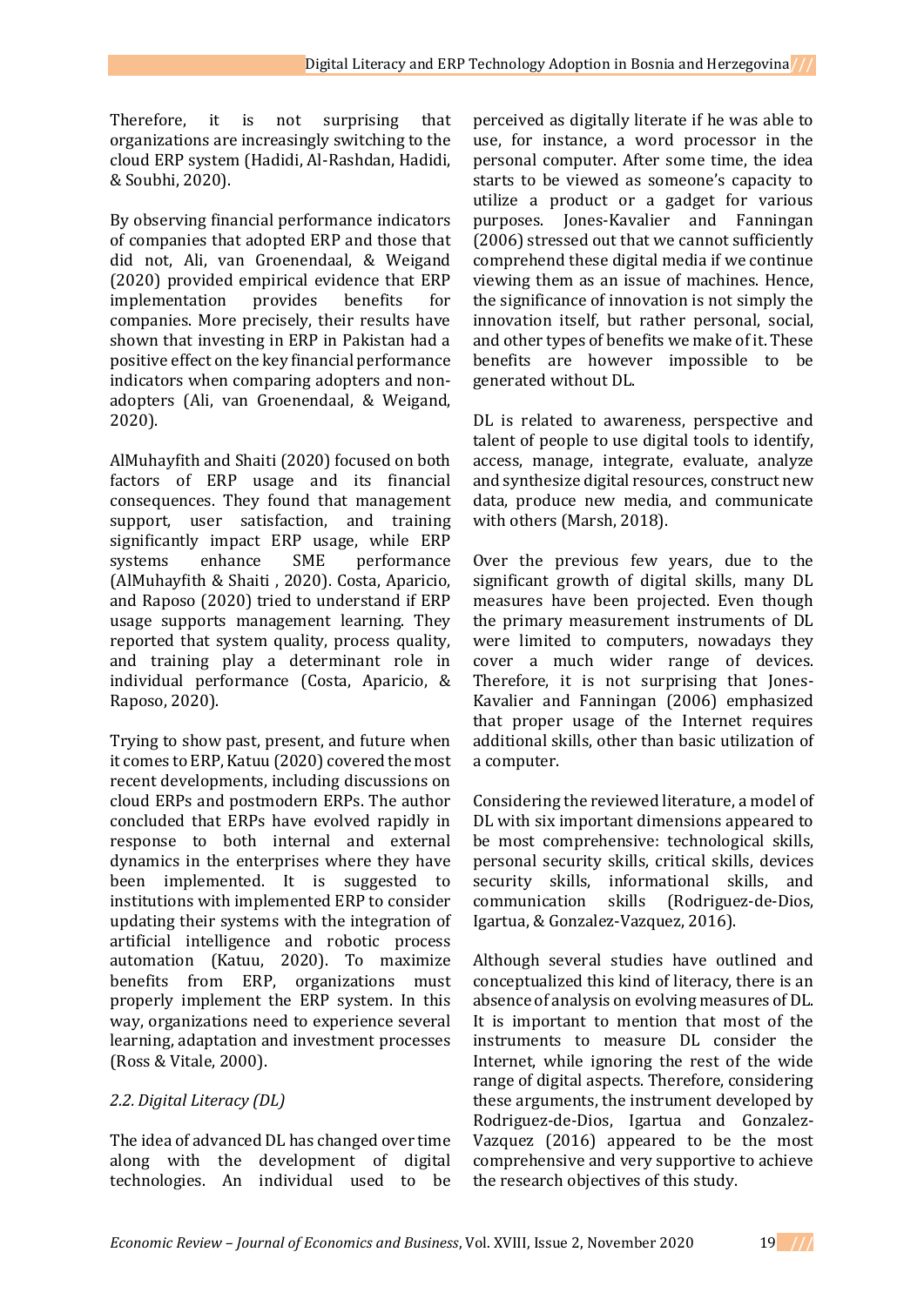Therefore, it is not surprising that organizations are increasingly switching to the cloud ERP system (Hadidi, Al-Rashdan, Hadidi, & Soubhi, 2020).

By observing financial performance indicators of companies that adopted ERP and those that did not, Ali, van Groenendaal, & Weigand (2020) provided empirical evidence that ERP implementation provides benefits for companies. More precisely, their results have shown that investing in ERP in Pakistan had a positive effect on the key financial performance indicators when comparing adopters and non-adopters (Ali, van Groenendaal, & Weigand, 2020).

AlMuhayfith and Shaiti (2020) focused on both factors of ERP usage and its financial consequences. They found that management support, user satisfaction, and training significantly impact ERP usage, while ERP systems enhance SME performance (AlMuhayfith & Shaiti , 2020). Costa, Aparicio, and Raposo (2020) tried to understand if ERP usage supports management learning. They reported that system quality, process quality, and training play a determinant role in individual performance (Costa, Aparicio, & Raposo, 2020).

Trying to show past, present, and future when it comes to ERP, Katuu (2020) covered the most recent developments, including discussions on cloud ERPs and postmodern ERPs. The author concluded that ERPs have evolved rapidly in response to both internal and external dynamics in the enterprises where they have been implemented. It is suggested to institutions with implemented ERP to consider updating their systems with the integration of artificial intelligence and robotic process automation (Katuu, 2020). To maximize benefits from ERP, organizations must properly implement the ERP system. In this way, organizations need to experience several learning, adaptation and investment processes (Ross & Vitale, 2000).

### *2.2. Digital Literacy (DL)*

The idea of advanced DL has changed over time along with the development of digital technologies. An individual used to be perceived as digitally literate if he was able to use, for instance, a word processor in the personal computer. After some time, the idea starts to be viewed as someone's capacity to utilize a product or a gadget for various purposes. Jones-Kavalier and Fanningan (2006) stressed out that we cannot sufficiently comprehend these digital media if we continue viewing them as an issue of machines. Hence, the significance of innovation is not simply the innovation itself, but rather personal, social, and other types of benefits we make of it. These benefits are however impossible to be generated without DL.

DL is related to awareness, perspective and talent of people to use digital tools to identify, access, manage, integrate, evaluate, analyze and synthesize digital resources, construct new data, produce new media, and communicate with others (Marsh, 2018).

Over the previous few years, due to the significant growth of digital skills, many DL measures have been projected. Even though the primary measurement instruments of DL were limited to computers, nowadays they cover a much wider range of devices. Therefore, it is not surprising that Jones-Kavalier and Fanningan (2006) emphasized that proper usage of the Internet requires additional skills, other than basic utilization of a computer.

Considering the reviewed literature, a model of DL with six important dimensions appeared to be most comprehensive: technological skills, personal security skills, critical skills, devices security skills, informational skills, and communication skills (Rodriguez-de-Dios, Igartua, & Gonzalez-Vazquez, 2016).

Although several studies have outlined and conceptualized this kind of literacy, there is an absence of analysis on evolving measures of DL. It is important to mention that most of the instruments to measure DL consider the Internet, while ignoring the rest of the wide range of digital aspects. Therefore, considering these arguments, the instrument developed by Rodriguez-de-Dios, Igartua and Gonzalez-Vazquez (2016) appeared to be the most comprehensive and very supportive to achieve the research objectives of this study.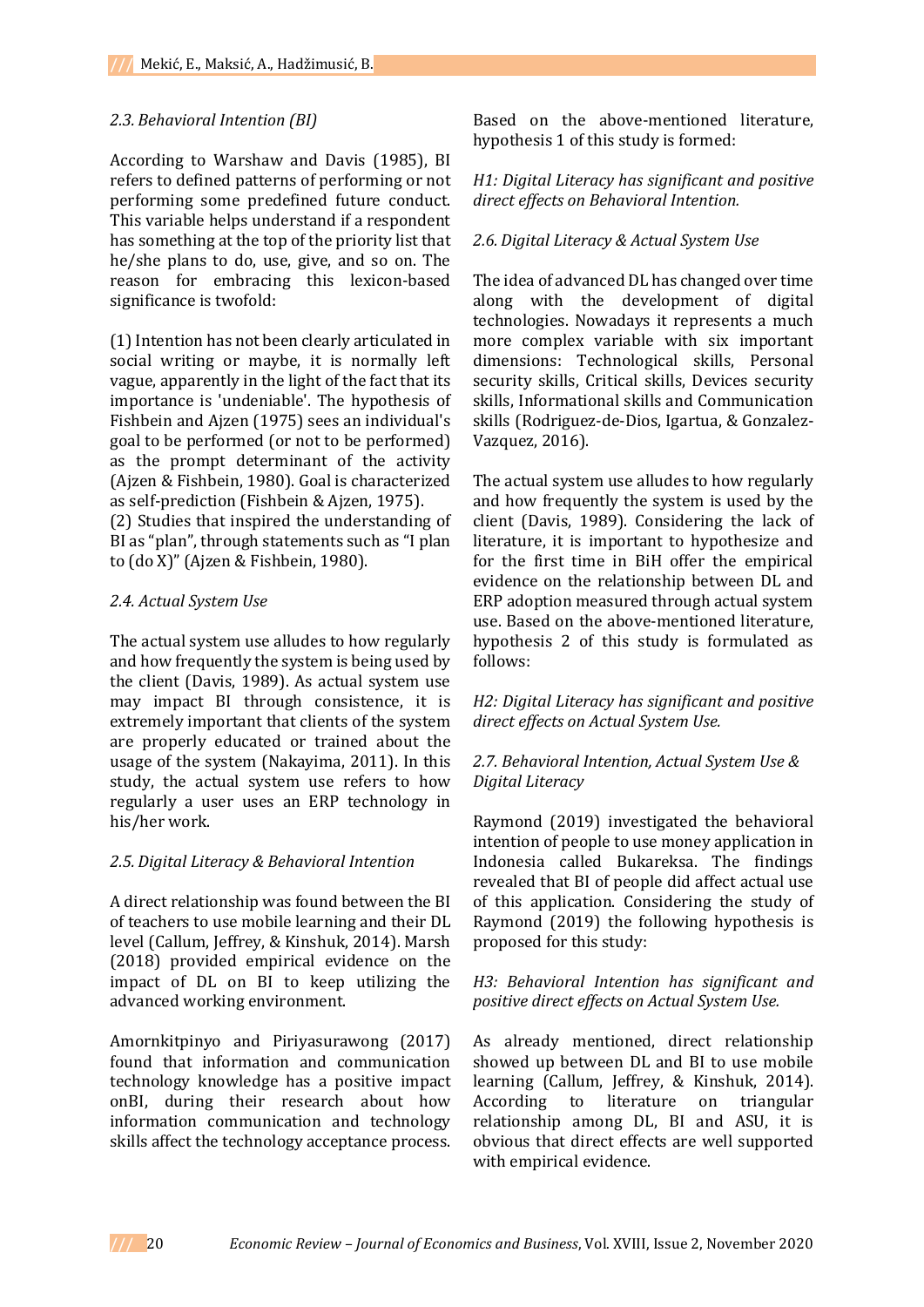### *2.3. Behavioral Intention (BI)*

According to Warshaw and Davis (1985), BI refers to defined patterns of performing or not performing some predefined future conduct. This variable helps understand if a respondent has something at the top of the priority list that he/she plans to do, use, give, and so on. The reason for embracing this lexicon-based significance is twofold:

(1) Intention has not been clearly articulated in social writing or maybe, it is normally left vague, apparently in the light of the fact that its importance is 'undeniable'. The hypothesis of Fishbein and Ajzen (1975) sees an individual's goal to be performed (or not to be performed) as the prompt determinant of the activity (Ajzen & Fishbein, 1980). Goal is characterized as self-prediction (Fishbein & Ajzen, 1975).
(2) Studies that inspired the understanding of BI as "plan", through statements such as "I plan to (do X)" (Ajzen & Fishbein, 1980).

### *2.4. Actual System Use*

The actual system use alludes to how regularly and how frequently the system is being used by the client (Davis, 1989). As actual system use may impact BI through consistence, it is extremely important that clients of the system are properly educated or trained about the usage of the system (Nakayima, 2011). In this study, the actual system use refers to how regularly a user uses an ERP technology in his/her work.

### *2.5. Digital Literacy & Behavioral Intention*

A direct relationship was found between the BI of teachers to use mobile learning and their DL level (Callum, Jeffrey, & Kinshuk, 2014). Marsh (2018) provided empirical evidence on the impact of DL on BI to keep utilizing the advanced working environment.

Amornkitpinyo and Piriyasurawong (2017) found that information and communication technology knowledge has a positive impact onBI, during their research about how information communication and technology skills affect the technology acceptance process.

Based on the above-mentioned literature, hypothesis 1 of this study is formed:

*H1: Digital Literacy has significant and positive direct effects on Behavioral Intention.*

### *2.6. Digital Literacy & Actual System Use*

The idea of advanced DL has changed over time along with the development of digital technologies. Nowadays it represents a much more complex variable with six important dimensions: Technological skills, Personal security skills, Critical skills, Devices security skills, Informational skills and Communication skills (Rodriguez-de-Dios, Igartua, & Gonzalez-Vazquez, 2016).

The actual system use alludes to how regularly and how frequently the system is used by the client (Davis, 1989). Considering the lack of literature, it is important to hypothesize and for the first time in BiH offer the empirical evidence on the relationship between DL and ERP adoption measured through actual system use. Based on the above-mentioned literature, hypothesis 2 of this study is formulated as follows:

*H2: Digital Literacy has significant and positive direct effects on Actual System Use.*

### *2.7. Behavioral Intention, Actual System Use & Digital Literacy*

Raymond (2019) investigated the behavioral intention of people to use money application in Indonesia called Bukareksa. The findings revealed that BI of people did affect actual use of this application. Considering the study of Raymond (2019) the following hypothesis is proposed for this study:

*H3: Behavioral Intention has significant and positive direct effects on Actual System Use.*

As already mentioned, direct relationship showed up between DL and BI to use mobile learning (Callum, Jeffrey, & Kinshuk, 2014). According to literature on triangular relationship among DL, BI and ASU, it is obvious that direct effects are well supported with empirical evidence.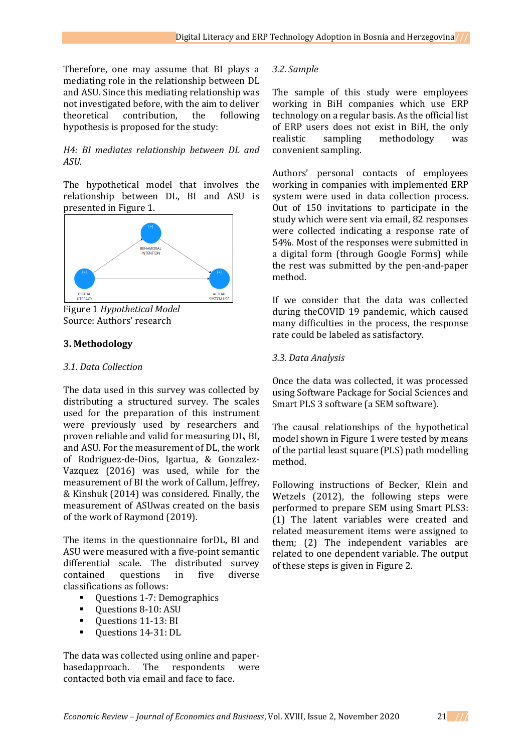Therefore, one may assume that BI plays a mediating role in the relationship between DL and ASU. Since this mediating relationship was not investigated before, with the aim to deliver theoretical contribution, the following hypothesis is proposed for the study:

*H4: BI mediates relationship between DL and ASU.*

The hypothetical model that involves the relationship between DL, BI and ASU is presented in Figure 1.

Figure 1 *Hypothetical Model*
Source: Authors' research

## 3. Methodology

### *3.1. Data Collection*

The data used in this survey was collected by distributing a structured survey. The scales used for the preparation of this instrument were previously used by researchers and proven reliable and valid for measuring DL, BI, and ASU. For the measurement of DL, the work of Rodriguez-de-Dios, Igartua, & Gonzalez-Vazquez (2016) was used, while for the measurement of BI the work of Callum, Jeffrey, & Kinshuk (2014) was considered. Finally, the measurement of ASUwas created on the basis of the work of Raymond (2019).

The items in the questionnaire forDL, BI and ASU were measured with a five-point semantic differential scale. The distributed survey contained questions in five diverse classifications as follows:

- Questions 1-7: Demographics
- Questions 8-10: ASU
- Questions 11-13: BI
- Questions 14-31: DL

The data was collected using online and paper-basedapproach. The respondents were contacted both via email and face to face.

### *3.2. Sample*

The sample of this study were employees working in BiH companies which use ERP technology on a regular basis. As the official list of ERP users does not exist in BiH, the only realistic sampling methodology was convenient sampling.

Authors' personal contacts of employees working in companies with implemented ERP system were used in data collection process. Out of 150 invitations to participate in the study which were sent via email, 82 responses were collected indicating a response rate of 54%. Most of the responses were submitted in a digital form (through Google Forms) while the rest was submitted by the pen-and-paper method.

If we consider that the data was collected during theCOVID 19 pandemic, which caused many difficulties in the process, the response rate could be labeled as satisfactory.

### *3.3. Data Analysis*

Once the data was collected, it was processed using Software Package for Social Sciences and Smart PLS 3 software (a SEM software).

The causal relationships of the hypothetical model shown in Figure 1 were tested by means of the partial least square (PLS) path modelling method.

Following instructions of Becker, Klein and Wetzels (2012), the following steps were performed to prepare SEM using Smart PLS3: (1) The latent variables were created and related measurement items were assigned to them; (2) The independent variables are related to one dependent variable. The output of these steps is given in Figure 2.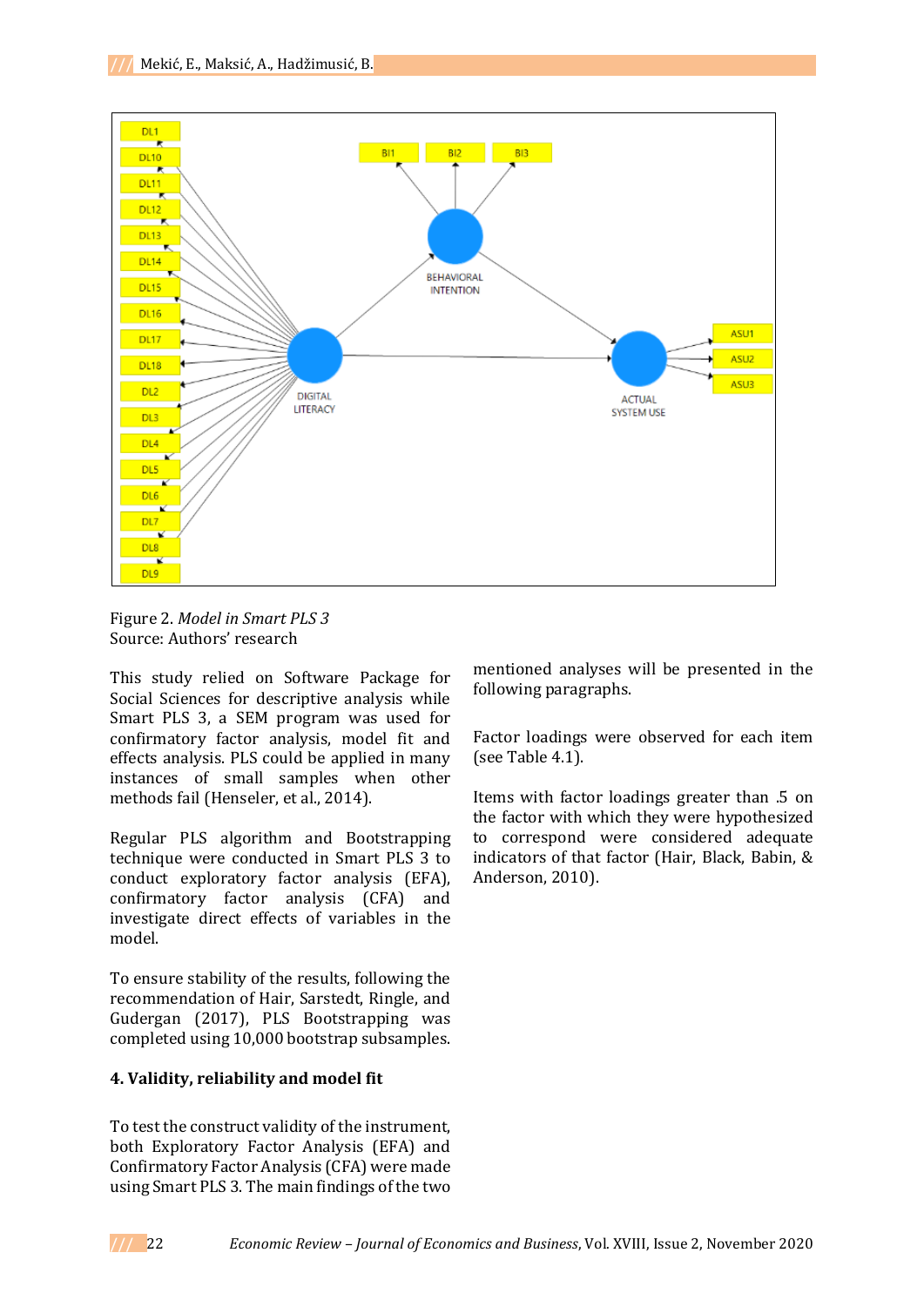Figure 2. *Model in Smart PLS 3*
Source: Authors' research

This study relied on Software Package for Social Sciences for descriptive analysis while Smart PLS 3, a SEM program was used for confirmatory factor analysis, model fit and effects analysis. PLS could be applied in many instances of small samples when other methods fail (Henseler, et al., 2014).

Regular PLS algorithm and Bootstrapping technique were conducted in Smart PLS 3 to conduct exploratory factor analysis (EFA), confirmatory factor analysis (CFA) and investigate direct effects of variables in the model.

To ensure stability of the results, following the recommendation of Hair, Sarstedt, Ringle, and Gudergan (2017), PLS Bootstrapping was completed using 10,000 bootstrap subsamples.

## 4. Validity, reliability and model fit

To test the construct validity of the instrument, both Exploratory Factor Analysis (EFA) and Confirmatory Factor Analysis (CFA) were made using Smart PLS 3. The main findings of the two mentioned analyses will be presented in the following paragraphs.

Factor loadings were observed for each item (see Table 4.1).

Items with factor loadings greater than .5 on the factor with which they were hypothesized to correspond were considered adequate indicators of that factor (Hair, Black, Babin, & Anderson, 2010).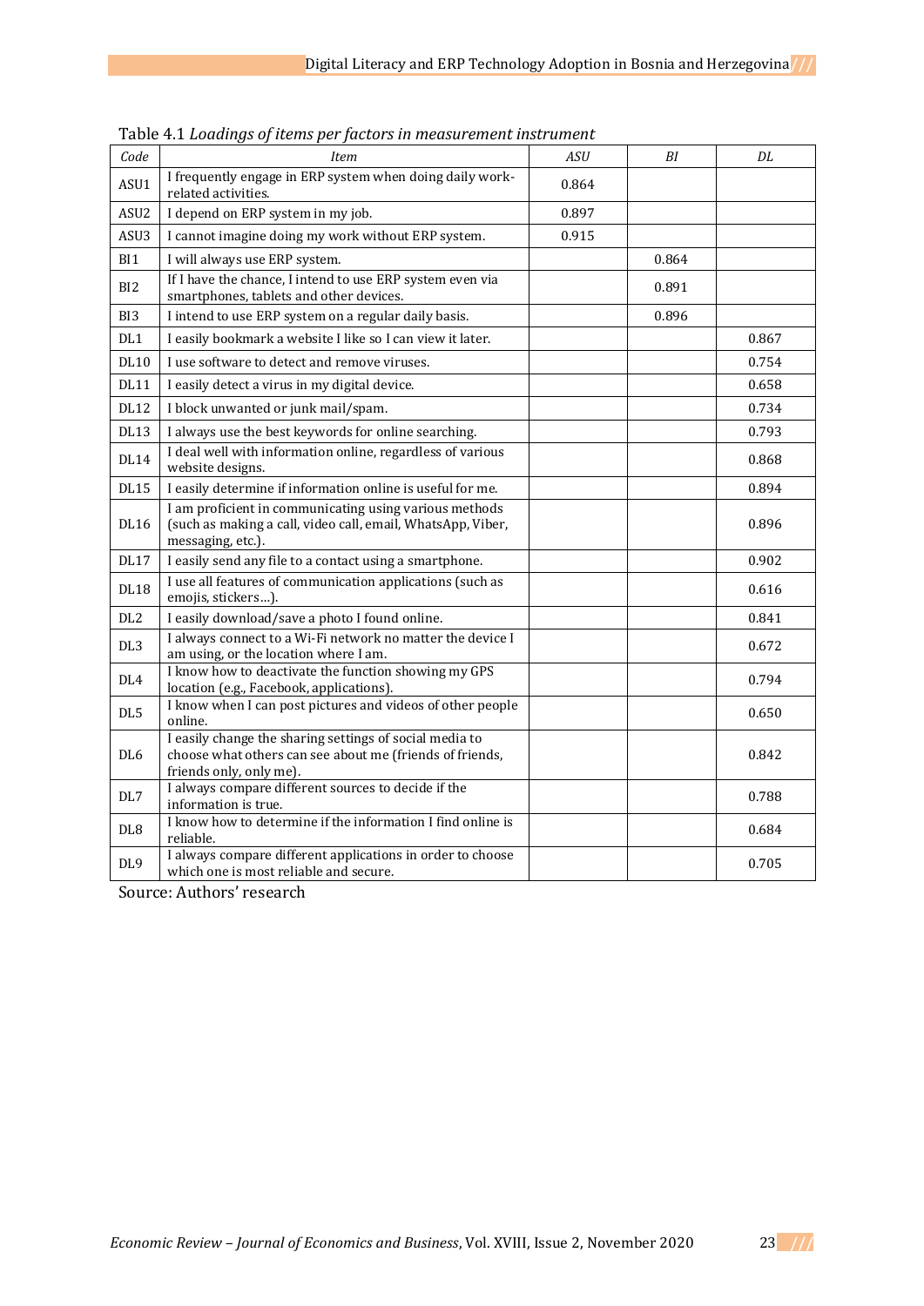Table 4.1 *Loadings of items per factors in measurement instrument*

| *Code* | *Item* | *ASU* | *BI* | *DL* |
|---|---|---|---|---|
| ASU1 | I frequently engage in ERP system when doing daily work-related activities. | 0.864 | | |
| ASU2 | I depend on ERP system in my job. | 0.897 | | |
| ASU3 | I cannot imagine doing my work without ERP system. | 0.915 | | |
| BI1 | I will always use ERP system. | | 0.864 | |
| BI2 | If I have the chance, I intend to use ERP system even via smartphones, tablets and other devices. | | 0.891 | |
| BI3 | I intend to use ERP system on a regular daily basis. | | 0.896 | |
| DL1 | I easily bookmark a website I like so I can view it later. | | | 0.867 |
| DL10 | I use software to detect and remove viruses. | | | 0.754 |
| DL11 | I easily detect a virus in my digital device. | | | 0.658 |
| DL12 | I block unwanted or junk mail/spam. | | | 0.734 |
| DL13 | I always use the best keywords for online searching. | | | 0.793 |
| DL14 | I deal well with information online, regardless of various website designs. | | | 0.868 |
| DL15 | I easily determine if information online is useful for me. | | | 0.894 |
| DL16 | I am proficient in communicating using various methods (such as making a call, video call, email, WhatsApp, Viber, messaging, etc.). | | | 0.896 |
| DL17 | I easily send any file to a contact using a smartphone. | | | 0.902 |
| DL18 | I use all features of communication applications (such as emojis, stickers…). | | | 0.616 |
| DL2 | I easily download/save a photo I found online. | | | 0.841 |
| DL3 | I always connect to a Wi-Fi network no matter the device I am using, or the location where I am. | | | 0.672 |
| DL4 | I know how to deactivate the function showing my GPS location (e.g., Facebook, applications). | | | 0.794 |
| DL5 | I know when I can post pictures and videos of other people online. | | | 0.650 |
| DL6 | I easily change the sharing settings of social media to choose what others can see about me (friends of friends, friends only, only me). | | | 0.842 |
| DL7 | I always compare different sources to decide if the information is true. | | | 0.788 |
| DL8 | I know how to determine if the information I find online is reliable. | | | 0.684 |
| DL9 | I always compare different applications in order to choose which one is most reliable and secure. | | | 0.705 |

Source: Authors' research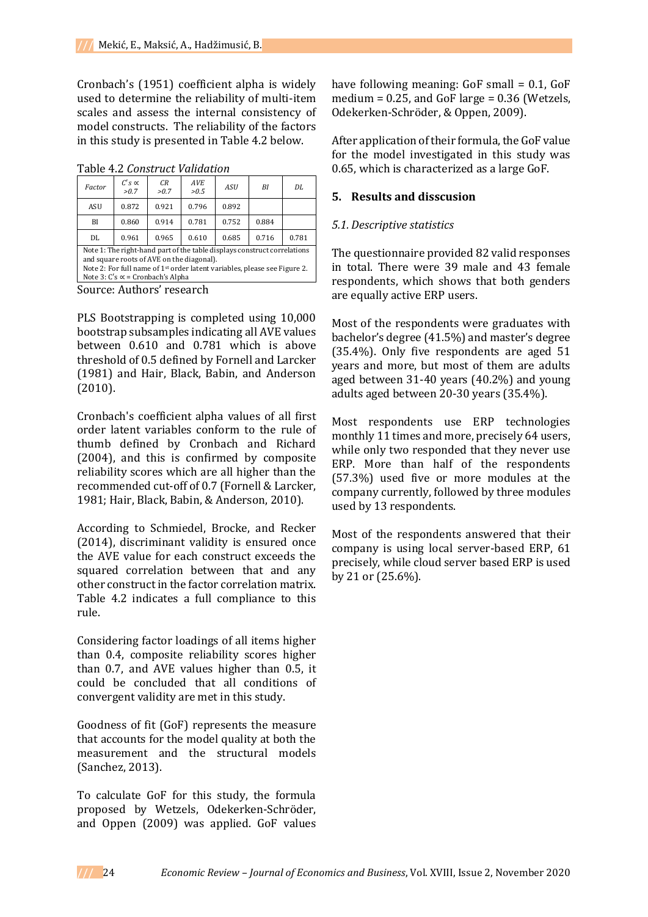Cronbach's (1951) coefficient alpha is widely used to determine the reliability of multi-item scales and assess the internal consistency of model constructs. The reliability of the factors in this study is presented in Table 4.2 below.

Table 4.2 *Construct Validation*

| *Factor* | *C's ∝ >0.7* | *CR >0.7* | *AVE >0.5* | *ASU* | *BI* | *DL* |
|---|---|---|---|---|---|---|
| ASU | 0.872 | 0.921 | 0.796 | 0.892 | | |
| BI | 0.860 | 0.914 | 0.781 | 0.752 | 0.884 | |
| DL | 0.961 | 0.965 | 0.610 | 0.685 | 0.716 | 0.781 |

Note 1: The right-hand part of the table displays construct correlations and square roots of AVE on the diagonal).
Note 2: For full name of 1st order latent variables, please see Figure 2.
Note 3: C's ∝ = Cronbach's Alpha

Source: Authors' research

PLS Bootstrapping is completed using 10,000 bootstrap subsamples indicating all AVE values between 0.610 and 0.781 which is above threshold of 0.5 defined by Fornell and Larcker (1981) and Hair, Black, Babin, and Anderson (2010).

Cronbach's coefficient alpha values of all first order latent variables conform to the rule of thumb defined by Cronbach and Richard (2004), and this is confirmed by composite reliability scores which are all higher than the recommended cut-off of 0.7 (Fornell & Larcker, 1981; Hair, Black, Babin, & Anderson, 2010).

According to Schmiedel, Brocke, and Recker (2014), discriminant validity is ensured once the AVE value for each construct exceeds the squared correlation between that and any other construct in the factor correlation matrix. Table 4.2 indicates a full compliance to this rule.

Considering factor loadings of all items higher than 0.4, composite reliability scores higher than 0.7, and AVE values higher than 0.5, it could be concluded that all conditions of convergent validity are met in this study.

Goodness of fit (GoF) represents the measure that accounts for the model quality at both the measurement and the structural models (Sanchez, 2013).

To calculate GoF for this study, the formula proposed by Wetzels, Odekerken-Schröder, and Oppen (2009) was applied. GoF values have following meaning: GoF small = 0.1, GoF medium = 0.25, and GoF large = 0.36 (Wetzels, Odekerken-Schröder, & Oppen, 2009).

After application of their formula, the GoF value for the model investigated in this study was 0.65, which is characterized as a large GoF.

## 5. Results and disscusion

### *5.1. Descriptive statistics*

The questionnaire provided 82 valid responses in total. There were 39 male and 43 female respondents, which shows that both genders are equally active ERP users.

Most of the respondents were graduates with bachelor's degree (41.5%) and master's degree (35.4%). Only five respondents are aged 51 years and more, but most of them are adults aged between 31-40 years (40.2%) and young adults aged between 20-30 years (35.4%).

Most respondents use ERP technologies monthly 11 times and more, precisely 64 users, while only two responded that they never use ERP. More than half of the respondents (57.3%) used five or more modules at the company currently, followed by three modules used by 13 respondents.

Most of the respondents answered that their company is using local server-based ERP, 61 precisely, while cloud server based ERP is used by 21 or (25.6%).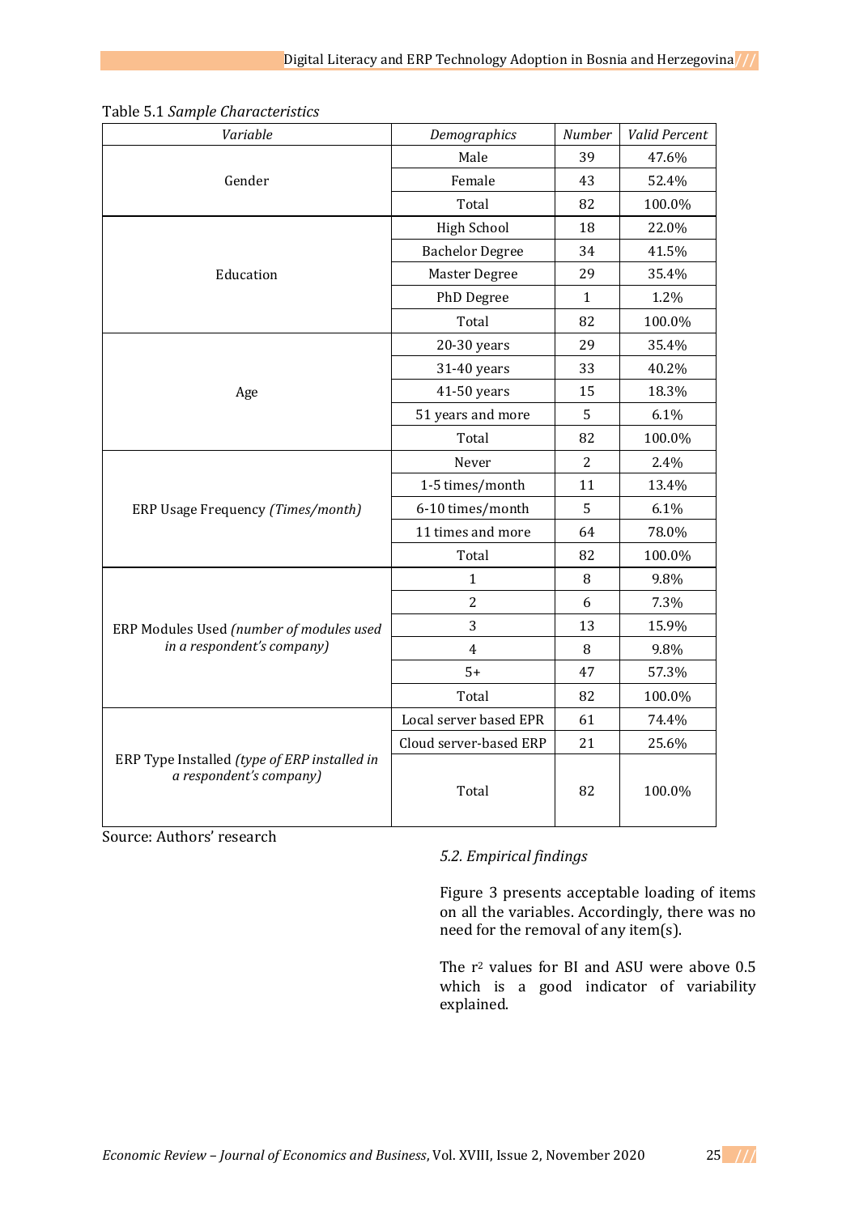Table 5.1 *Sample Characteristics*

| *Variable* | *Demographics* | *Number* | *Valid Percent* |
|---|---|---|---|
| Gender | Male | 39 | 47.6% |
| | Female | 43 | 52.4% |
| | Total | 82 | 100.0% |
| Education | High School | 18 | 22.0% |
| | Bachelor Degree | 34 | 41.5% |
| | Master Degree | 29 | 35.4% |
| | PhD Degree | 1 | 1.2% |
| | Total | 82 | 100.0% |
| Age | 20-30 years | 29 | 35.4% |
| | 31-40 years | 33 | 40.2% |
| | 41-50 years | 15 | 18.3% |
| | 51 years and more | 5 | 6.1% |
| | Total | 82 | 100.0% |
| ERP Usage Frequency *(Times/month)* | Never | 2 | 2.4% |
| | 1-5 times/month | 11 | 13.4% |
| | 6-10 times/month | 5 | 6.1% |
| | 11 times and more | 64 | 78.0% |
| | Total | 82 | 100.0% |
| ERP Modules Used *(number of modules used in a respondent's company)* | 1 | 8 | 9.8% |
| | 2 | 6 | 7.3% |
| | 3 | 13 | 15.9% |
| | 4 | 8 | 9.8% |
| | 5+ | 47 | 57.3% |
| | Total | 82 | 100.0% |
| ERP Type Installed *(type of ERP installed in a respondent's company)* | Local server based EPR | 61 | 74.4% |
| | Cloud server-based ERP | 21 | 25.6% |
| | Total | 82 | 100.0% |

Source: Authors' research

### *5.2. Empirical findings*

Figure 3 presents acceptable loading of items on all the variables. Accordingly, there was no need for the removal of any item(s).

The $r^2$ values for BI and ASU were above 0.5 which is a good indicator of variability explained.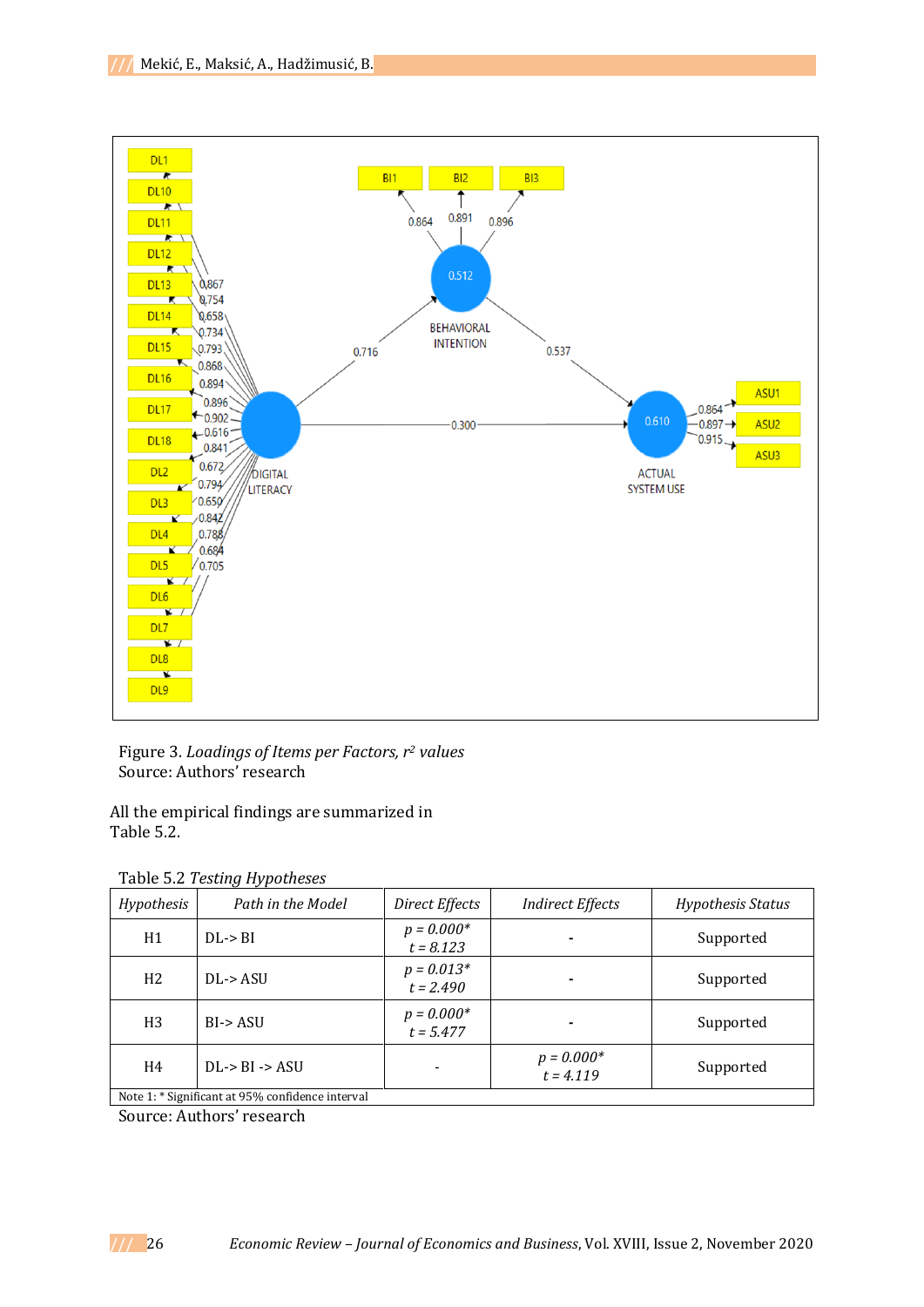Figure 3. *Loadings of Items per Factors, $r^2$ values*
Source: Authors' research

All the empirical findings are summarized in Table 5.2.

Table 5.2 *Testing Hypotheses*

| *Hypothesis* | *Path in the Model* | *Direct Effects* | *Indirect Effects* | *Hypothesis Status* |
|---|---|---|---|---|
| H1 | DL-> BI | *p = 0.000** *t = 8.123* | - | Supported |
| H2 | DL-> ASU | *p = 0.013** *t = 2.490* | - | Supported |
| H3 | BI-> ASU | *p = 0.000** *t = 5.477* | - | Supported |
| H4 | DL-> BI -> ASU | - | *p = 0.000** *t = 4.119* | Supported |

Note 1: * Significant at 95% confidence interval

Source: Authors' research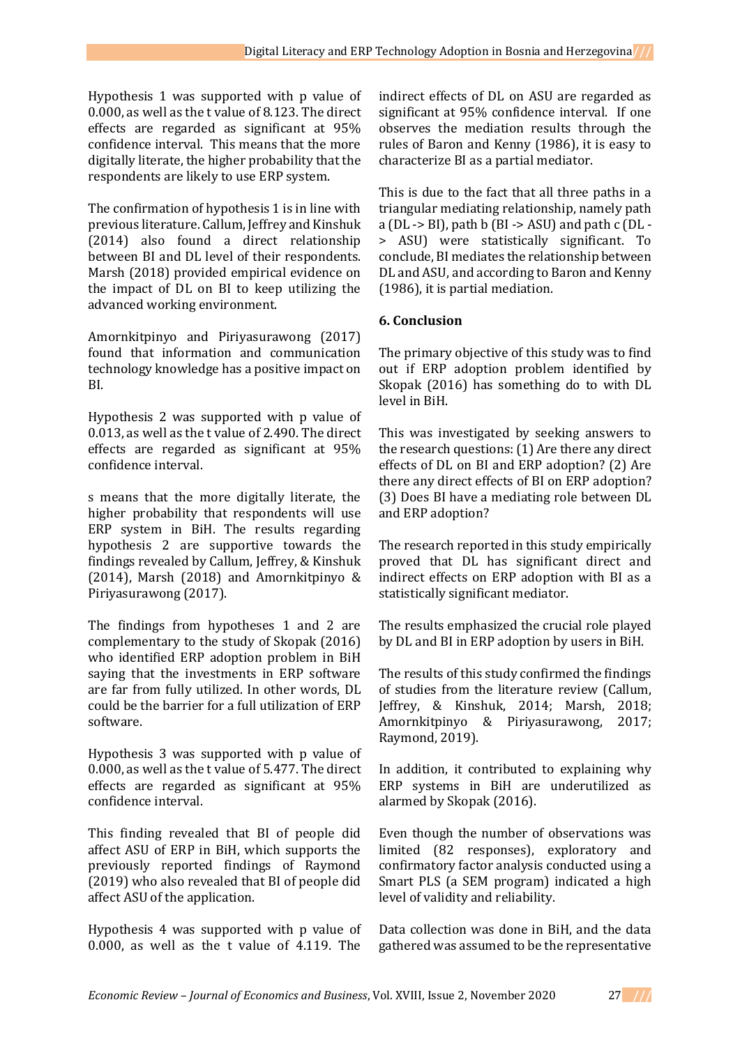Hypothesis 1 was supported with p value of 0.000, as well as the t value of 8.123. The direct effects are regarded as significant at 95% confidence interval. This means that the more digitally literate, the higher probability that the respondents are likely to use ERP system.

The confirmation of hypothesis 1 is in line with previous literature. Callum, Jeffrey and Kinshuk (2014) also found a direct relationship between BI and DL level of their respondents. Marsh (2018) provided empirical evidence on the impact of DL on BI to keep utilizing the advanced working environment.

Amornkitpinyo and Piriyasurawong (2017) found that information and communication technology knowledge has a positive impact on BI.

Hypothesis 2 was supported with p value of 0.013, as well as the t value of 2.490. The direct effects are regarded as significant at 95% confidence interval.

s means that the more digitally literate, the higher probability that respondents will use ERP system in BiH. The results regarding hypothesis 2 are supportive towards the findings revealed by Callum, Jeffrey, & Kinshuk (2014), Marsh (2018) and Amornkitpinyo & Piriyasurawong (2017).

The findings from hypotheses 1 and 2 are complementary to the study of Skopak (2016) who identified ERP adoption problem in BiH saying that the investments in ERP software are far from fully utilized. In other words, DL could be the barrier for a full utilization of ERP software.

Hypothesis 3 was supported with p value of 0.000, as well as the t value of 5.477. The direct effects are regarded as significant at 95% confidence interval.

This finding revealed that BI of people did affect ASU of ERP in BiH, which supports the previously reported findings of Raymond (2019) who also revealed that BI of people did affect ASU of the application.

Hypothesis 4 was supported with p value of 0.000, as well as the t value of 4.119. The indirect effects of DL on ASU are regarded as significant at 95% confidence interval. If one observes the mediation results through the rules of Baron and Kenny (1986), it is easy to characterize BI as a partial mediator.

This is due to the fact that all three paths in a triangular mediating relationship, namely path a (DL -> BI), path b (BI -> ASU) and path c (DL -> ASU) were statistically significant. To conclude, BI mediates the relationship between DL and ASU, and according to Baron and Kenny (1986), it is partial mediation.

## 6. Conclusion

The primary objective of this study was to find out if ERP adoption problem identified by Skopak (2016) has something do to with DL level in BiH.

This was investigated by seeking answers to the research questions: (1) Are there any direct effects of DL on BI and ERP adoption? (2) Are there any direct effects of BI on ERP adoption? (3) Does BI have a mediating role between DL and ERP adoption?

The research reported in this study empirically proved that DL has significant direct and indirect effects on ERP adoption with BI as a statistically significant mediator.

The results emphasized the crucial role played by DL and BI in ERP adoption by users in BiH.

The results of this study confirmed the findings of studies from the literature review (Callum, Jeffrey, & Kinshuk, 2014; Marsh, 2018; Amornkitpinyo & Piriyasurawong, 2017; Raymond, 2019).

In addition, it contributed to explaining why ERP systems in BiH are underutilized as alarmed by Skopak (2016).

Even though the number of observations was limited (82 responses), exploratory and confirmatory factor analysis conducted using a Smart PLS (a SEM program) indicated a high level of validity and reliability.

Data collection was done in BiH, and the data gathered was assumed to be the representative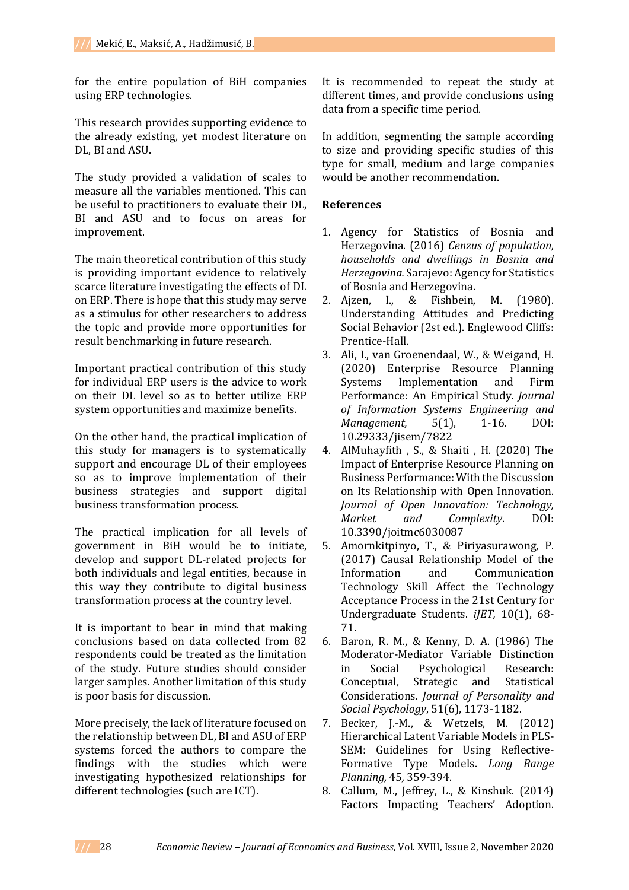for the entire population of BiH companies using ERP technologies.

This research provides supporting evidence to the already existing, yet modest literature on DL, BI and ASU.

The study provided a validation of scales to measure all the variables mentioned. This can be useful to practitioners to evaluate their DL, BI and ASU and to focus on areas for improvement.

The main theoretical contribution of this study is providing important evidence to relatively scarce literature investigating the effects of DL on ERP. There is hope that this study may serve as a stimulus for other researchers to address the topic and provide more opportunities for result benchmarking in future research.

Important practical contribution of this study for individual ERP users is the advice to work on their DL level so as to better utilize ERP system opportunities and maximize benefits.

On the other hand, the practical implication of this study for managers is to systematically support and encourage DL of their employees so as to improve implementation of their business strategies and support digital business transformation process.

The practical implication for all levels of government in BiH would be to initiate, develop and support DL-related projects for both individuals and legal entities, because in this way they contribute to digital business transformation process at the country level.

It is important to bear in mind that making conclusions based on data collected from 82 respondents could be treated as the limitation of the study. Future studies should consider larger samples. Another limitation of this study is poor basis for discussion.

More precisely, the lack of literature focused on the relationship between DL, BI and ASU of ERP systems forced the authors to compare the findings with the studies which were investigating hypothesized relationships for different technologies (such are ICT).

It is recommended to repeat the study at different times, and provide conclusions using data from a specific time period.

In addition, segmenting the sample according to size and providing specific studies of this type for small, medium and large companies would be another recommendation.

**References**

1. Agency for Statistics of Bosnia and Herzegovina. (2016) *Cenzus of population, households and dwellings in Bosnia and Herzegovina.* Sarajevo: Agency for Statistics of Bosnia and Herzegovina.
2. Ajzen, I., & Fishbein, M. (1980). Understanding Attitudes and Predicting Social Behavior (2st ed.). Englewood Cliffs: Prentice-Hall.
3. Ali, I., van Groenendaal, W., & Weigand, H. (2020) Enterprise Resource Planning Systems Implementation and Firm Performance: An Empirical Study. *Journal of Information Systems Engineering and Management,* 5(1), 1-16. DOI: 10.29333/jisem/7822
4. AlMuhayfith , S., & Shaiti , H. (2020) The Impact of Enterprise Resource Planning on Business Performance: With the Discussion on Its Relationship with Open Innovation. *Journal of Open Innovation: Technology, Market and Complexity*. DOI: 10.3390/joitmc6030087
5. Amornkitpinyo, T., & Piriyasurawong, P. (2017) Causal Relationship Model of the Information and Communication Technology Skill Affect the Technology Acceptance Process in the 21st Century for Undergraduate Students. *iJET,* 10(1), 68-71.
6. Baron, R. M., & Kenny, D. A. (1986) The Moderator-Mediator Variable Distinction in Social Psychological Research: Conceptual, Strategic and Statistical Considerations. *Journal of Personality and Social Psychology*, 51(6), 1173-1182.
7. Becker, J.-M., & Wetzels, M. (2012) Hierarchical Latent Variable Models in PLS-SEM: Guidelines for Using Reflective-Formative Type Models. *Long Range Planning,* 45, 359-394.
8. Callum, M., Jeffrey, L., & Kinshuk. (2014) Factors Impacting Teachers' Adoption.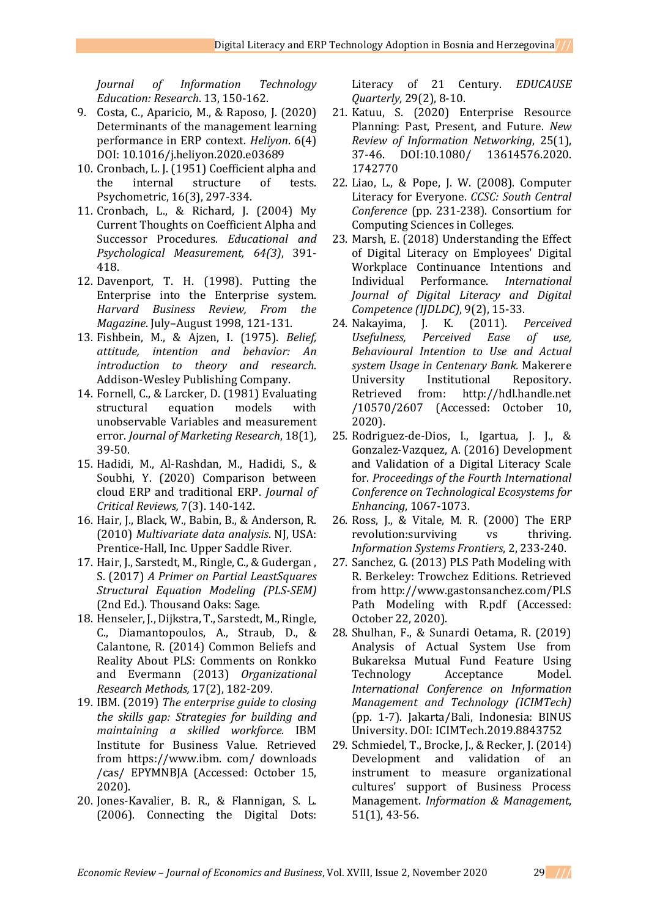*Journal of Information Technology Education: Research*. 13, 150-162.

9. Costa, C., Aparicio, M., & Raposo, J. (2020) Determinants of the management learning performance in ERP context. *Heliyon*. 6(4) DOI: 10.1016/j.heliyon.2020.e03689
10. Cronbach, L. J. (1951) Coefficient alpha and the internal structure of tests. Psychometric, 16(3), 297-334.
11. Cronbach, L., & Richard, J. (2004) My Current Thoughts on Coefficient Alpha and Successor Procedures. *Educational and Psychological Measurement, 64(3)*, 391-418.
12. Davenport, T. H. (1998). Putting the Enterprise into the Enterprise system. *Harvard Business Review, From the Magazine*. July–August 1998, 121-131.
13. Fishbein, M., & Ajzen, I. (1975). *Belief, attitude, intention and behavior: An introduction to theory and research.* Addison-Wesley Publishing Company.
14. Fornell, C., & Larcker, D. (1981) Evaluating structural equation models with unobservable Variables and measurement error. *Journal of Marketing Research*, 18(1), 39-50.
15. Hadidi, M., Al-Rashdan, M., Hadidi, S., & Soubhi, Y. (2020) Comparison between cloud ERP and traditional ERP. *Journal of Critical Reviews,* 7(3). 140-142.
16. Hair, J., Black, W., Babin, B., & Anderson, R. (2010) *Multivariate data analysis*. NJ, USA: Prentice-Hall, Inc. Upper Saddle River.
17. Hair, J., Sarstedt, M., Ringle, C., & Gudergan , S. (2017) *A Primer on Partial LeastSquares Structural Equation Modeling (PLS-SEM)* (2nd Ed.). Thousand Oaks: Sage.
18. Henseler, J., Dijkstra, T., Sarstedt, M., Ringle, C., Diamantopoulos, A., Straub, D., & Calantone, R. (2014) Common Beliefs and Reality About PLS: Comments on Ronkko and Evermann (2013) *Organizational Research Methods,* 17(2), 182-209.
19. IBM. (2019) *The enterprise guide to closing the skills gap: Strategies for building and maintaining a skilled workforce.* IBM Institute for Business Value. Retrieved from https://www.ibm. com/ downloads /cas/ EPYMNBJA (Accessed: October 15, 2020).
20. Jones-Kavalier, B. R., & Flannigan, S. L. (2006). Connecting the Digital Dots: Literacy of 21 Century. *EDUCAUSE Quarterly*, 29(2), 8-10.
21. Katuu, S. (2020) Enterprise Resource Planning: Past, Present, and Future. *New Review of Information Networking*, 25(1), 37-46. DOI:10.1080/ 13614576.2020. 1742770
22. Liao, L., & Pope, J. W. (2008). Computer Literacy for Everyone. *CCSC: South Central Conference* (pp. 231-238). Consortium for Computing Sciences in Colleges.
23. Marsh, E. (2018) Understanding the Effect of Digital Literacy on Employees' Digital Workplace Continuance Intentions and Individual Performance. *International Journal of Digital Literacy and Digital Competence (IJDLDC)*, 9(2), 15-33.
24. Nakayima, J. K. (2011). *Perceived Usefulness, Perceived Ease of use, Behavioural Intention to Use and Actual system Usage in Centenary Bank.* Makerere University Institutional Repository. Retrieved from: http://hdl.handle.net /10570/2607 (Accessed: October 10, 2020).
25. Rodriguez-de-Dios, I., Igartua, J. J., & Gonzalez-Vazquez, A. (2016) Development and Validation of a Digital Literacy Scale for. *Proceedings of the Fourth International Conference on Technological Ecosystems for Enhancing*, 1067-1073.
26. Ross, J., & Vitale, M. R. (2000) The ERP revolution:surviving vs thriving. *Information Systems Frontiers*, 2, 233-240.
27. Sanchez, G. (2013) PLS Path Modeling with R. Berkeley: Trowchez Editions. Retrieved from http://www.gastonsanchez.com/PLS Path Modeling with R.pdf (Accessed: October 22, 2020).
28. Shulhan, F., & Sunardi Oetama, R. (2019) Analysis of Actual System Use from Bukareksa Mutual Fund Feature Using Technology Acceptance Model. *International Conference on Information Management and Technology (ICIMTech)* (pp. 1-7). Jakarta/Bali, Indonesia: BINUS University. DOI: ICIMTech.2019.8843752
29. Schmiedel, T., Brocke, J., & Recker, J. (2014) Development and validation of an instrument to measure organizational cultures' support of Business Process Management. *Information & Management*, 51(1), 43-56.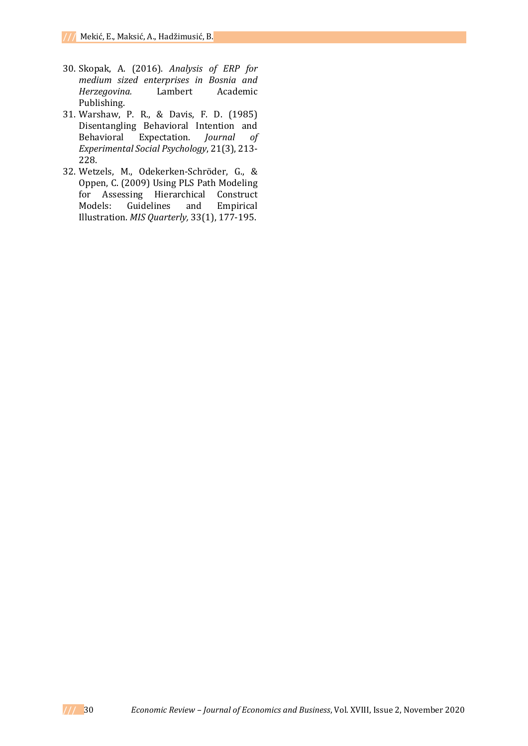30. Skopak, A. (2016). *Analysis of ERP for medium sized enterprises in Bosnia and Herzegovina.* Lambert Academic Publishing.
31. Warshaw, P. R., & Davis, F. D. (1985) Disentangling Behavioral Intention and Behavioral Expectation. *Journal of Experimental Social Psychology*, 21(3), 213-228.
32. Wetzels, M., Odekerken-Schröder, G., & Oppen, C. (2009) Using PLS Path Modeling for Assessing Hierarchical Construct Models: Guidelines and Empirical Illustration. *MIS Quarterly,* 33(1), 177-195.